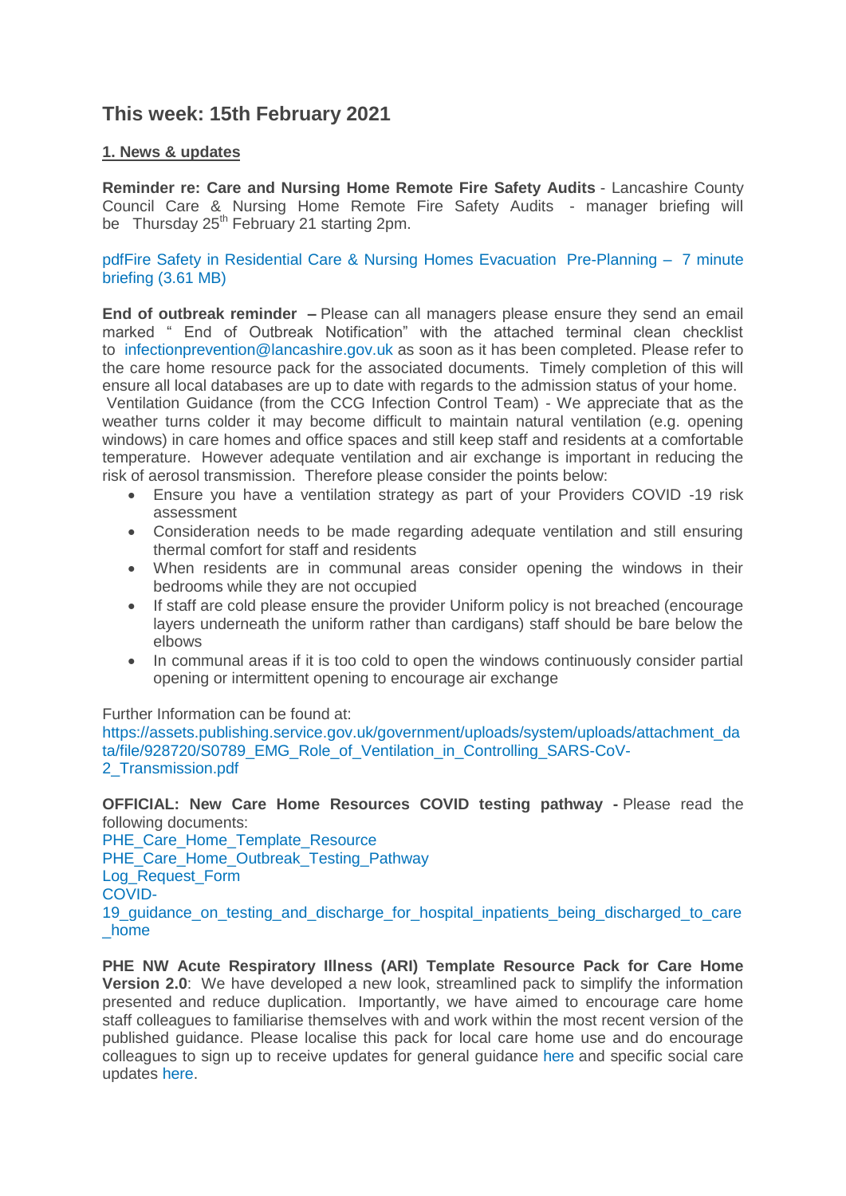## This week: 15th February 2021

### 1. News & updates

**Reminder re: Care and Nursing Home Remote Fire Safety Audits** - Lancashire County Council Care & Nursing Home Remote Fire Safety Audits - manager briefing will be Thursday 25th February 21 starting 2pm.

pdfFire Safety in Residential Care & Nursing Homes Evacuation Pre-Planning – 7 minute briefing (3.61 MB)

**End of outbreak reminder –** Please can all managers please ensure they send an email marked " End of Outbreak Notification" with the attached terminal clean checklist to infectionprevention@lancashire.gov.uk as soon as it has been completed. Please refer to the care home resource pack for the associated documents. Timely completion of this will ensure all local databases are up to date with regards to the admission status of your home.
Ventilation Guidance (from the CCG Infection Control Team) - We appreciate that as the weather turns colder it may become difficult to maintain natural ventilation (e.g. opening windows) in care homes and office spaces and still keep staff and residents at a comfortable temperature. However adequate ventilation and air exchange is important in reducing the risk of aerosol transmission. Therefore please consider the points below:

- Ensure you have a ventilation strategy as part of your Providers COVID -19 risk assessment
- Consideration needs to be made regarding adequate ventilation and still ensuring thermal comfort for staff and residents
- When residents are in communal areas consider opening the windows in their bedrooms while they are not occupied
- If staff are cold please ensure the provider Uniform policy is not breached (encourage layers underneath the uniform rather than cardigans) staff should be bare below the elbows
- In communal areas if it is too cold to open the windows continuously consider partial opening or intermittent opening to encourage air exchange

Further Information can be found at:
https://assets.publishing.service.gov.uk/government/uploads/system/uploads/attachment_data/file/928720/S0789_EMG_Role_of_Ventilation_in_Controlling_SARS-CoV-2_Transmission.pdf

**OFFICIAL: New Care Home Resources COVID testing pathway -** Please read the following documents:
PHE_Care_Home_Template_Resource
PHE_Care_Home_Outbreak_Testing_Pathway
Log_Request_Form
COVID-19_guidance_on_testing_and_discharge_for_hospital_inpatients_being_discharged_to_care_home

**PHE NW Acute Respiratory Illness (ARI) Template Resource Pack for Care Home Version 2.0**: We have developed a new look, streamlined pack to simplify the information presented and reduce duplication. Importantly, we have aimed to encourage care home staff colleagues to familiarise themselves with and work within the most recent version of the published guidance. Please localise this pack for local care home use and do encourage colleagues to sign up to receive updates for general guidance here and specific social care updates here.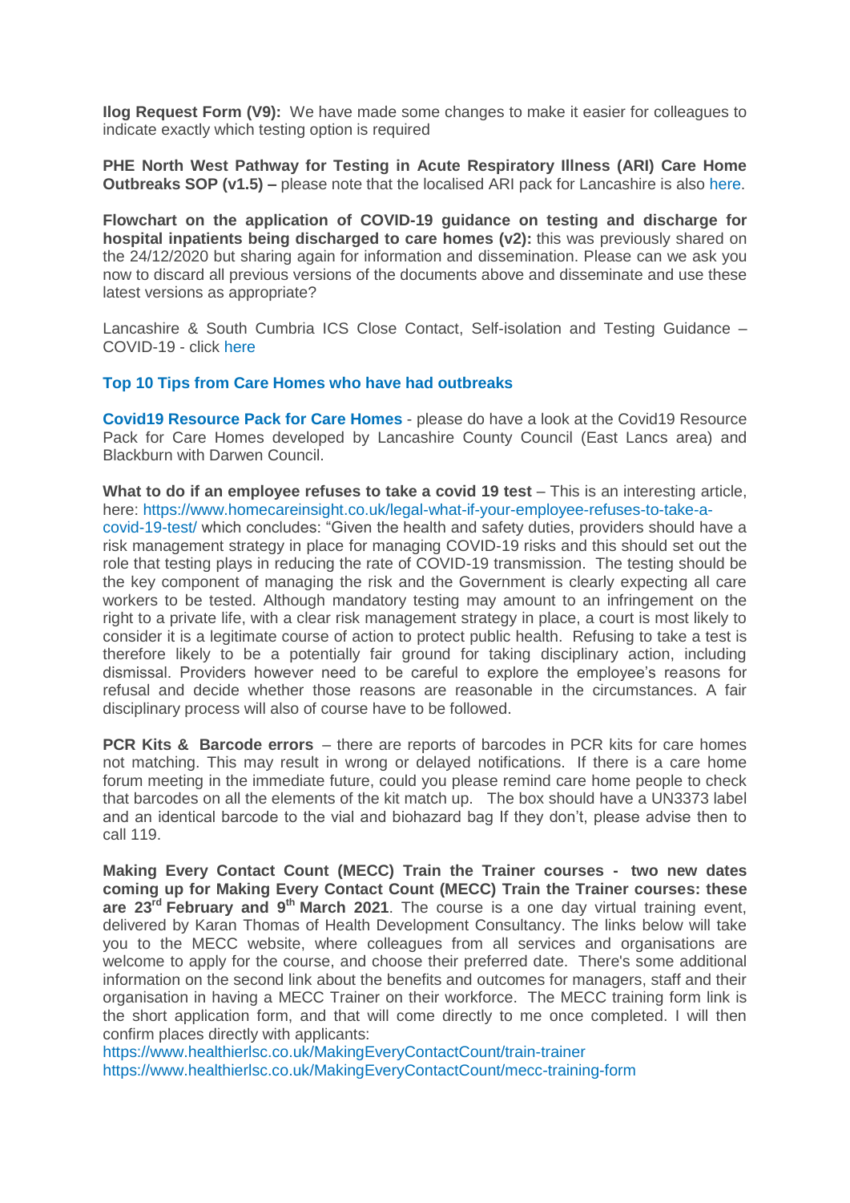**Ilog Request Form (V9):** We have made some changes to make it easier for colleagues to indicate exactly which testing option is required

**PHE North West Pathway for Testing in Acute Respiratory Illness (ARI) Care Home Outbreaks SOP (v1.5) –** please note that the localised ARI pack for Lancashire is also here.

**Flowchart on the application of COVID-19 guidance on testing and discharge for hospital inpatients being discharged to care homes (v2):** this was previously shared on the 24/12/2020 but sharing again for information and dissemination. Please can we ask you now to discard all previous versions of the documents above and disseminate and use these latest versions as appropriate?

Lancashire & South Cumbria ICS Close Contact, Self-isolation and Testing Guidance – COVID-19 - click here

**Top 10 Tips from Care Homes who have had outbreaks**

**Covid19 Resource Pack for Care Homes** - please do have a look at the Covid19 Resource Pack for Care Homes developed by Lancashire County Council (East Lancs area) and Blackburn with Darwen Council.

**What to do if an employee refuses to take a covid 19 test** – This is an interesting article, here: https://www.homecareinsight.co.uk/legal-what-if-your-employee-refuses-to-take-a-covid-19-test/ which concludes: "Given the health and safety duties, providers should have a risk management strategy in place for managing COVID-19 risks and this should set out the role that testing plays in reducing the rate of COVID-19 transmission. The testing should be the key component of managing the risk and the Government is clearly expecting all care workers to be tested. Although mandatory testing may amount to an infringement on the right to a private life, with a clear risk management strategy in place, a court is most likely to consider it is a legitimate course of action to protect public health. Refusing to take a test is therefore likely to be a potentially fair ground for taking disciplinary action, including dismissal. Providers however need to be careful to explore the employee's reasons for refusal and decide whether those reasons are reasonable in the circumstances. A fair disciplinary process will also of course have to be followed.

**PCR Kits & Barcode errors** – there are reports of barcodes in PCR kits for care homes not matching. This may result in wrong or delayed notifications. If there is a care home forum meeting in the immediate future, could you please remind care home people to check that barcodes on all the elements of the kit match up. The box should have a UN3373 label and an identical barcode to the vial and biohazard bag If they don't, please advise then to call 119.

**Making Every Contact Count (MECC) Train the Trainer courses - two new dates coming up for Making Every Contact Count (MECC) Train the Trainer courses: these are 23rd February and 9th March 2021**. The course is a one day virtual training event, delivered by Karan Thomas of Health Development Consultancy. The links below will take you to the MECC website, where colleagues from all services and organisations are welcome to apply for the course, and choose their preferred date. There's some additional information on the second link about the benefits and outcomes for managers, staff and their organisation in having a MECC Trainer on their workforce. The MECC training form link is the short application form, and that will come directly to me once completed. I will then confirm places directly with applicants:

https://www.healthierlsc.co.uk/MakingEveryContactCount/train-trainer
https://www.healthierlsc.co.uk/MakingEveryContactCount/mecc-training-form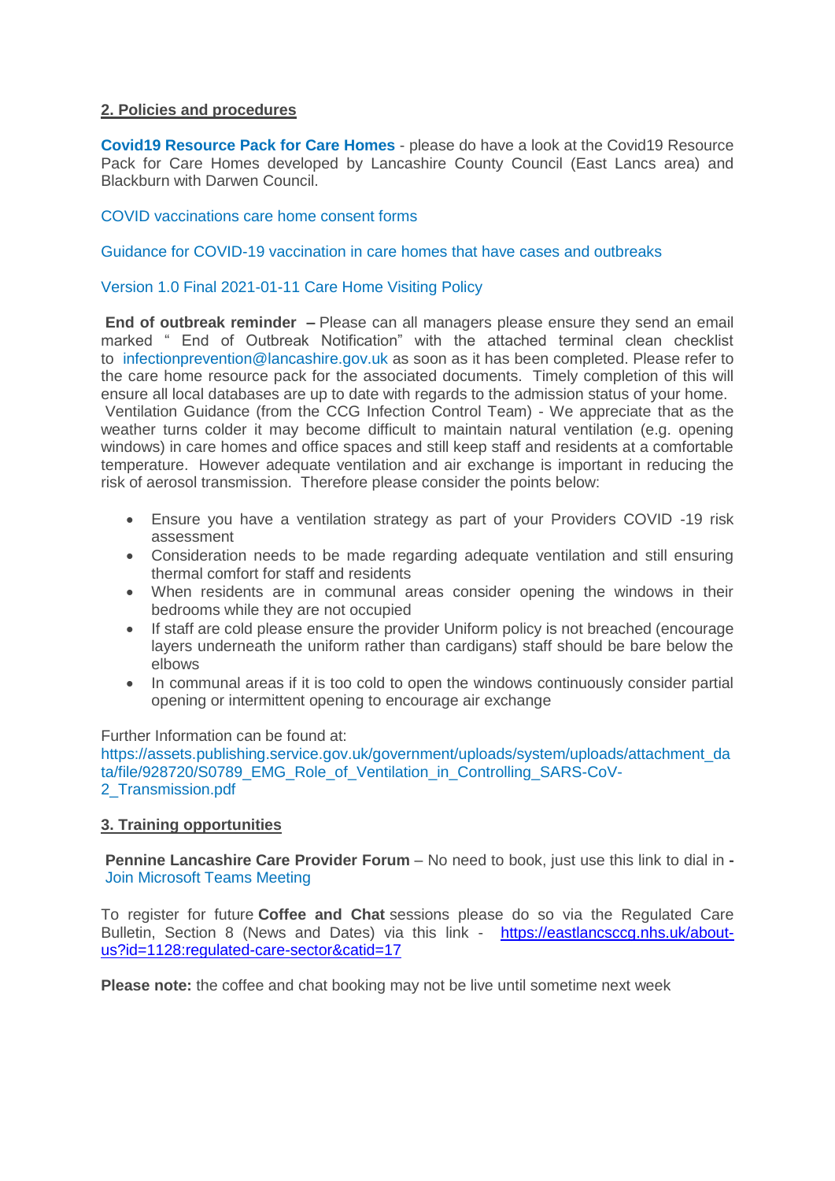## 2. Policies and procedures

**Covid19 Resource Pack for Care Homes** - please do have a look at the Covid19 Resource Pack for Care Homes developed by Lancashire County Council (East Lancs area) and Blackburn with Darwen Council.

COVID vaccinations care home consent forms

Guidance for COVID-19 vaccination in care homes that have cases and outbreaks

Version 1.0 Final 2021-01-11 Care Home Visiting Policy

**End of outbreak reminder –** Please can all managers please ensure they send an email marked " End of Outbreak Notification" with the attached terminal clean checklist to infectionprevention@lancashire.gov.uk as soon as it has been completed. Please refer to the care home resource pack for the associated documents. Timely completion of this will ensure all local databases are up to date with regards to the admission status of your home.
Ventilation Guidance (from the CCG Infection Control Team) - We appreciate that as the weather turns colder it may become difficult to maintain natural ventilation (e.g. opening windows) in care homes and office spaces and still keep staff and residents at a comfortable temperature. However adequate ventilation and air exchange is important in reducing the risk of aerosol transmission. Therefore please consider the points below:

- Ensure you have a ventilation strategy as part of your Providers COVID -19 risk assessment
- Consideration needs to be made regarding adequate ventilation and still ensuring thermal comfort for staff and residents
- When residents are in communal areas consider opening the windows in their bedrooms while they are not occupied
- If staff are cold please ensure the provider Uniform policy is not breached (encourage layers underneath the uniform rather than cardigans) staff should be bare below the elbows
- In communal areas if it is too cold to open the windows continuously consider partial opening or intermittent opening to encourage air exchange

Further Information can be found at:
https://assets.publishing.service.gov.uk/government/uploads/system/uploads/attachment_data/file/928720/S0789_EMG_Role_of_Ventilation_in_Controlling_SARS-CoV-2_Transmission.pdf

## 3. Training opportunities

**Pennine Lancashire Care Provider Forum** – No need to book, just use this link to dial in - Join Microsoft Teams Meeting

To register for future **Coffee and Chat** sessions please do so via the Regulated Care Bulletin, Section 8 (News and Dates) via this link - https://eastlancsccg.nhs.uk/about-us?id=1128:regulated-care-sector&catid=17

**Please note:** the coffee and chat booking may not be live until sometime next week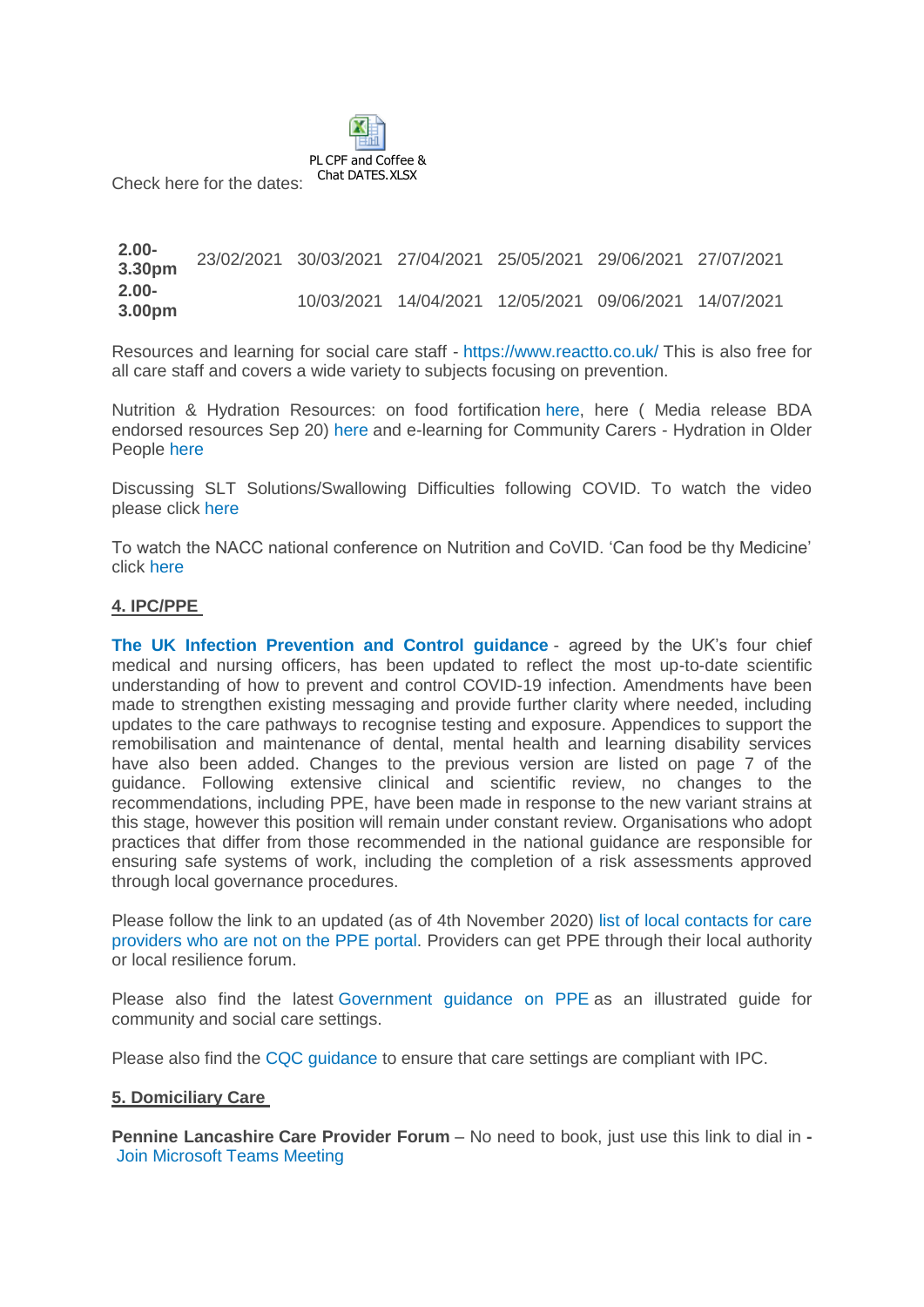Check here for the dates: PL CPF and Coffee & Chat DATES.XLSX

| | | | | | | |
|---|---|---|---|---|---|---|
| **2.00-3.30pm** | 23/02/2021 | 30/03/2021 | 27/04/2021 | 25/05/2021 | 29/06/2021 | 27/07/2021 |
| **2.00-3.00pm** | | 10/03/2021 | 14/04/2021 | 12/05/2021 | 09/06/2021 | 14/07/2021 |

Resources and learning for social care staff - https://www.reactto.co.uk/ This is also free for all care staff and covers a wide variety to subjects focusing on prevention.

Nutrition & Hydration Resources: on food fortification here, here ( Media release BDA endorsed resources Sep 20) here and e-learning for Community Carers - Hydration in Older People here

Discussing SLT Solutions/Swallowing Difficulties following COVID. To watch the video please click here

To watch the NACC national conference on Nutrition and CoVID. 'Can food be thy Medicine' click here

**4. IPC/PPE**

**The UK Infection Prevention and Control guidance** - agreed by the UK's four chief medical and nursing officers, has been updated to reflect the most up-to-date scientific understanding of how to prevent and control COVID-19 infection. Amendments have been made to strengthen existing messaging and provide further clarity where needed, including updates to the care pathways to recognise testing and exposure. Appendices to support the remobilisation and maintenance of dental, mental health and learning disability services have also been added. Changes to the previous version are listed on page 7 of the guidance. Following extensive clinical and scientific review, no changes to the recommendations, including PPE, have been made in response to the new variant strains at this stage, however this position will remain under constant review. Organisations who adopt practices that differ from those recommended in the national guidance are responsible for ensuring safe systems of work, including the completion of a risk assessments approved through local governance procedures.

Please follow the link to an updated (as of 4th November 2020) list of local contacts for care providers who are not on the PPE portal. Providers can get PPE through their local authority or local resilience forum.

Please also find the latest Government guidance on PPE as an illustrated guide for community and social care settings.

Please also find the CQC guidance to ensure that care settings are compliant with IPC.

**5. Domiciliary Care**

**Pennine Lancashire Care Provider Forum** – No need to book, just use this link to dial in **-** Join Microsoft Teams Meeting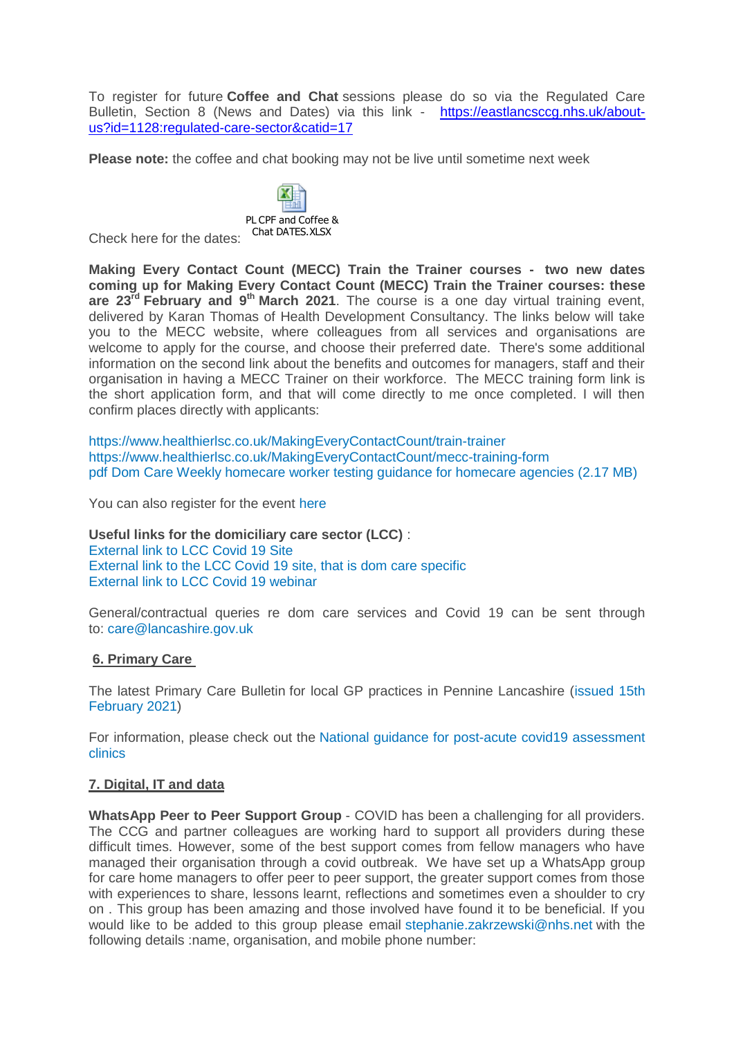To register for future **Coffee and Chat** sessions please do so via the Regulated Care Bulletin, Section 8 (News and Dates) via this link - https://eastlancsccg.nhs.uk/about-us?id=1128:regulated-care-sector&catid=17

**Please note:** the coffee and chat booking may not be live until sometime next week

Check here for the dates: PL CPF and Coffee & Chat DATES.XLSX

**Making Every Contact Count (MECC) Train the Trainer courses - two new dates coming up for Making Every Contact Count (MECC) Train the Trainer courses: these are 23rd February and 9th March 2021**. The course is a one day virtual training event, delivered by Karan Thomas of Health Development Consultancy. The links below will take you to the MECC website, where colleagues from all services and organisations are welcome to apply for the course, and choose their preferred date. There's some additional information on the second link about the benefits and outcomes for managers, staff and their organisation in having a MECC Trainer on their workforce. The MECC training form link is the short application form, and that will come directly to me once completed. I will then confirm places directly with applicants:

https://www.healthierlsc.co.uk/MakingEveryContactCount/train-trainer
https://www.healthierlsc.co.uk/MakingEveryContactCount/mecc-training-form
pdf Dom Care Weekly homecare worker testing guidance for homecare agencies (2.17 MB)

You can also register for the event here

**Useful links for the domiciliary care sector (LCC)** :
External link to LCC Covid 19 Site
External link to the LCC Covid 19 site, that is dom care specific
External link to LCC Covid 19 webinar

General/contractual queries re dom care services and Covid 19 can be sent through to: care@lancashire.gov.uk

## 6. Primary Care

The latest Primary Care Bulletin for local GP practices in Pennine Lancashire (issued 15th February 2021)

For information, please check out the National guidance for post-acute covid19 assessment clinics

## 7. Digital, IT and data

**WhatsApp Peer to Peer Support Group** - COVID has been a challenging for all providers. The CCG and partner colleagues are working hard to support all providers during these difficult times. However, some of the best support comes from fellow managers who have managed their organisation through a covid outbreak. We have set up a WhatsApp group for care home managers to offer peer to peer support, the greater support comes from those with experiences to share, lessons learnt, reflections and sometimes even a shoulder to cry on . This group has been amazing and those involved have found it to be beneficial. If you would like to be added to this group please email stephanie.zakrzewski@nhs.net with the following details :name, organisation, and mobile phone number: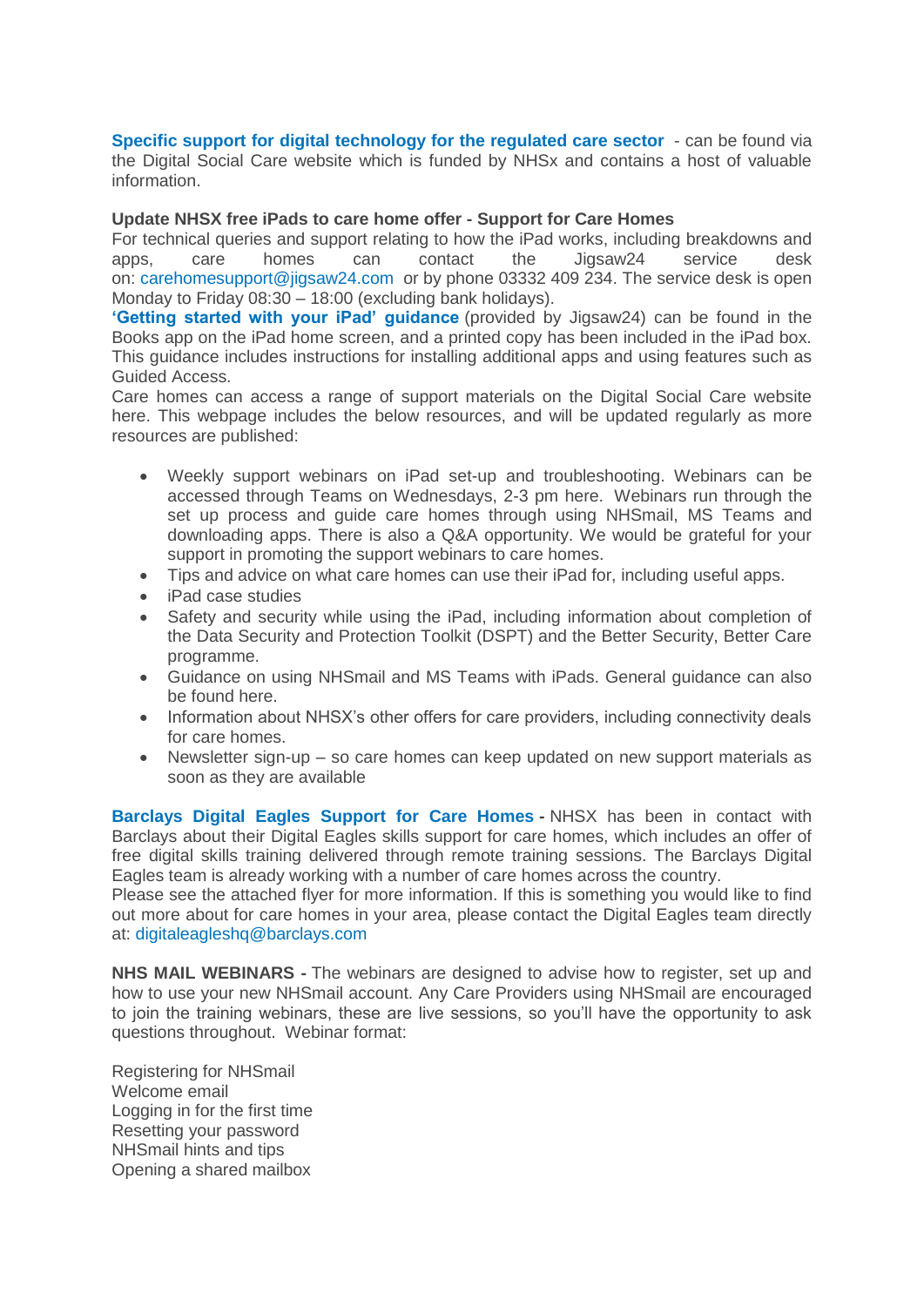**Specific support for digital technology for the regulated care sector** - can be found via the Digital Social Care website which is funded by NHSx and contains a host of valuable information.

**Update NHSX free iPads to care home offer - Support for Care Homes**

For technical queries and support relating to how the iPad works, including breakdowns and apps, care homes can contact the Jigsaw24 service desk on: carehomesupport@jigsaw24.com or by phone 03332 409 234. The service desk is open Monday to Friday 08:30 – 18:00 (excluding bank holidays).

**'Getting started with your iPad' guidance** (provided by Jigsaw24) can be found in the Books app on the iPad home screen, and a printed copy has been included in the iPad box. This guidance includes instructions for installing additional apps and using features such as Guided Access.

Care homes can access a range of support materials on the Digital Social Care website here. This webpage includes the below resources, and will be updated regularly as more resources are published:

- Weekly support webinars on iPad set-up and troubleshooting. Webinars can be accessed through Teams on Wednesdays, 2-3 pm here. Webinars run through the set up process and guide care homes through using NHSmail, MS Teams and downloading apps. There is also a Q&A opportunity. We would be grateful for your support in promoting the support webinars to care homes.
- Tips and advice on what care homes can use their iPad for, including useful apps.
- iPad case studies
- Safety and security while using the iPad, including information about completion of the Data Security and Protection Toolkit (DSPT) and the Better Security, Better Care programme.
- Guidance on using NHSmail and MS Teams with iPads. General guidance can also be found here.
- Information about NHSX's other offers for care providers, including connectivity deals for care homes.
- Newsletter sign-up – so care homes can keep updated on new support materials as soon as they are available

**Barclays Digital Eagles Support for Care Homes -** NHSX has been in contact with Barclays about their Digital Eagles skills support for care homes, which includes an offer of free digital skills training delivered through remote training sessions. The Barclays Digital Eagles team is already working with a number of care homes across the country.

Please see the attached flyer for more information. If this is something you would like to find out more about for care homes in your area, please contact the Digital Eagles team directly at: digitaleagleshq@barclays.com

**NHS MAIL WEBINARS -** The webinars are designed to advise how to register, set up and how to use your new NHSmail account. Any Care Providers using NHSmail are encouraged to join the training webinars, these are live sessions, so you'll have the opportunity to ask questions throughout. Webinar format:

Registering for NHSmail
Welcome email
Logging in for the first time
Resetting your password
NHSmail hints and tips
Opening a shared mailbox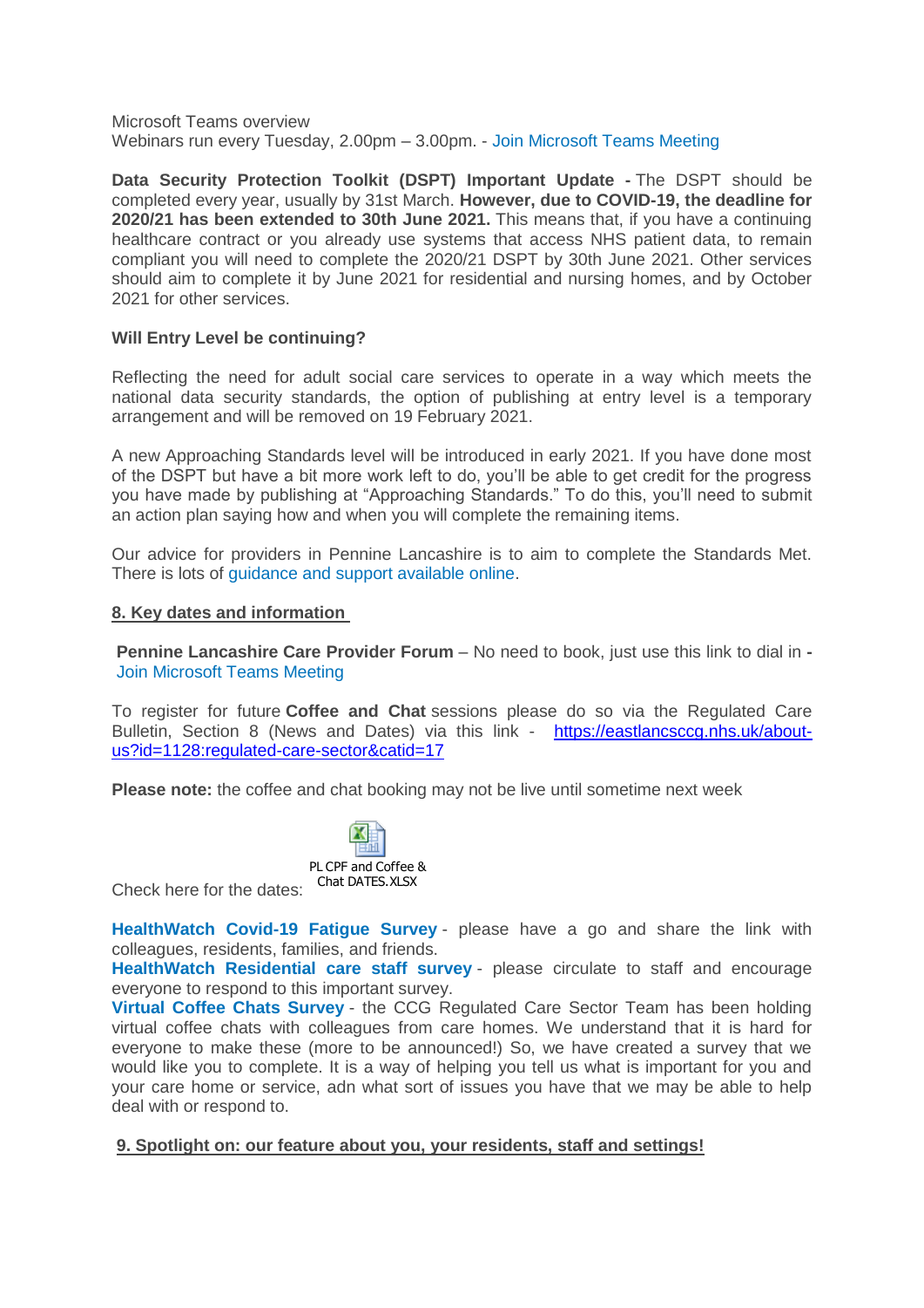Microsoft Teams overview
Webinars run every Tuesday, 2.00pm – 3.00pm. - Join Microsoft Teams Meeting

**Data Security Protection Toolkit (DSPT) Important Update -** The DSPT should be completed every year, usually by 31st March. **However, due to COVID-19, the deadline for 2020/21 has been extended to 30th June 2021.** This means that, if you have a continuing healthcare contract or you already use systems that access NHS patient data, to remain compliant you will need to complete the 2020/21 DSPT by 30th June 2021. Other services should aim to complete it by June 2021 for residential and nursing homes, and by October 2021 for other services.

**Will Entry Level be continuing?**

Reflecting the need for adult social care services to operate in a way which meets the national data security standards, the option of publishing at entry level is a temporary arrangement and will be removed on 19 February 2021.

A new Approaching Standards level will be introduced in early 2021. If you have done most of the DSPT but have a bit more work left to do, you'll be able to get credit for the progress you have made by publishing at "Approaching Standards." To do this, you'll need to submit an action plan saying how and when you will complete the remaining items.

Our advice for providers in Pennine Lancashire is to aim to complete the Standards Met. There is lots of guidance and support available online.

## 8. Key dates and information

**Pennine Lancashire Care Provider Forum** – No need to book, just use this link to dial in **-** Join Microsoft Teams Meeting

To register for future **Coffee and Chat** sessions please do so via the Regulated Care Bulletin, Section 8 (News and Dates) via this link - https://eastlancsccg.nhs.uk/about-us?id=1128:regulated-care-sector&catid=17

**Please note:** the coffee and chat booking may not be live until sometime next week

Check here for the dates: PL CPF and Coffee & Chat DATES.XLSX

**HealthWatch Covid-19 Fatigue Survey** - please have a go and share the link with colleagues, residents, families, and friends.
**HealthWatch Residential care staff survey** - please circulate to staff and encourage everyone to respond to this important survey.
**Virtual Coffee Chats Survey** - the CCG Regulated Care Sector Team has been holding virtual coffee chats with colleagues from care homes. We understand that it is hard for everyone to make these (more to be announced!) So, we have created a survey that we would like you to complete. It is a way of helping you tell us what is important for you and your care home or service, adn what sort of issues you have that we may be able to help deal with or respond to.

## 9. Spotlight on: our feature about you, your residents, staff and settings!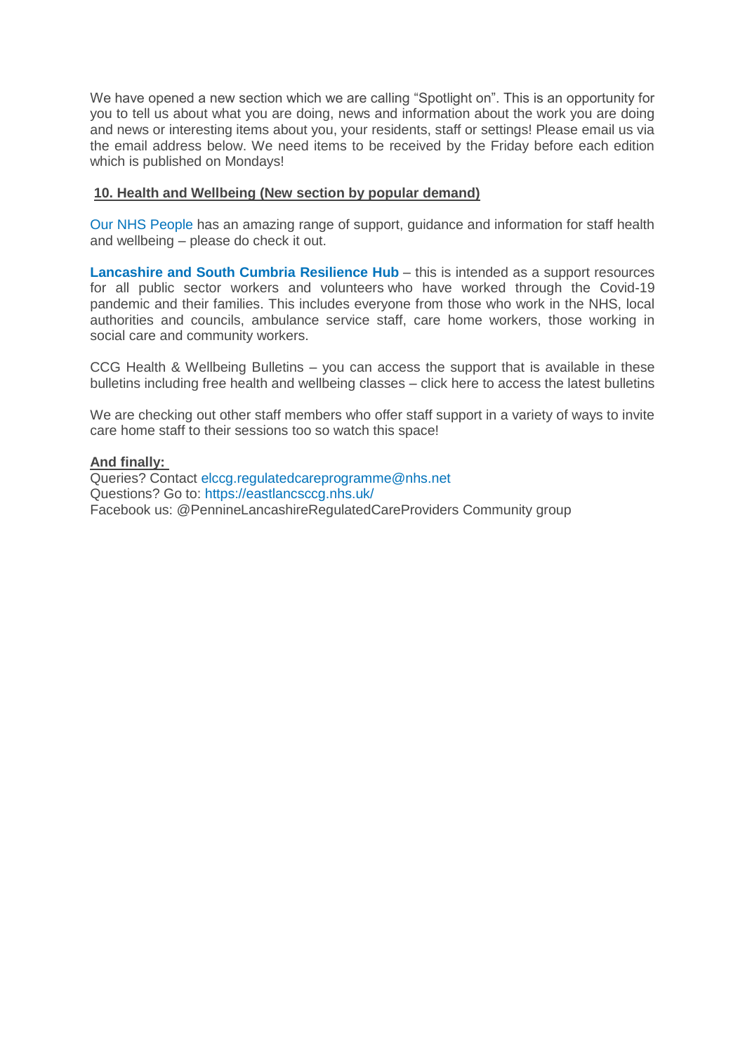We have opened a new section which we are calling “Spotlight on”. This is an opportunity for you to tell us about what you are doing, news and information about the work you are doing and news or interesting items about you, your residents, staff or settings! Please email us via the email address below. We need items to be received by the Friday before each edition which is published on Mondays!

## 10. Health and Wellbeing (New section by popular demand)

Our NHS People has an amazing range of support, guidance and information for staff health and wellbeing – please do check it out.

**Lancashire and South Cumbria Resilience Hub** – this is intended as a support resources for all public sector workers and volunteers who have worked through the Covid-19 pandemic and their families. This includes everyone from those who work in the NHS, local authorities and councils, ambulance service staff, care home workers, those working in social care and community workers.

CCG Health & Wellbeing Bulletins – you can access the support that is available in these bulletins including free health and wellbeing classes – click here to access the latest bulletins

We are checking out other staff members who offer staff support in a variety of ways to invite care home staff to their sessions too so watch this space!

**And finally:**

Queries? Contact elccg.regulatedcareprogramme@nhs.net
Questions? Go to: https://eastlancsccg.nhs.uk/
Facebook us: @PennineLancashireRegulatedCareProviders Community group